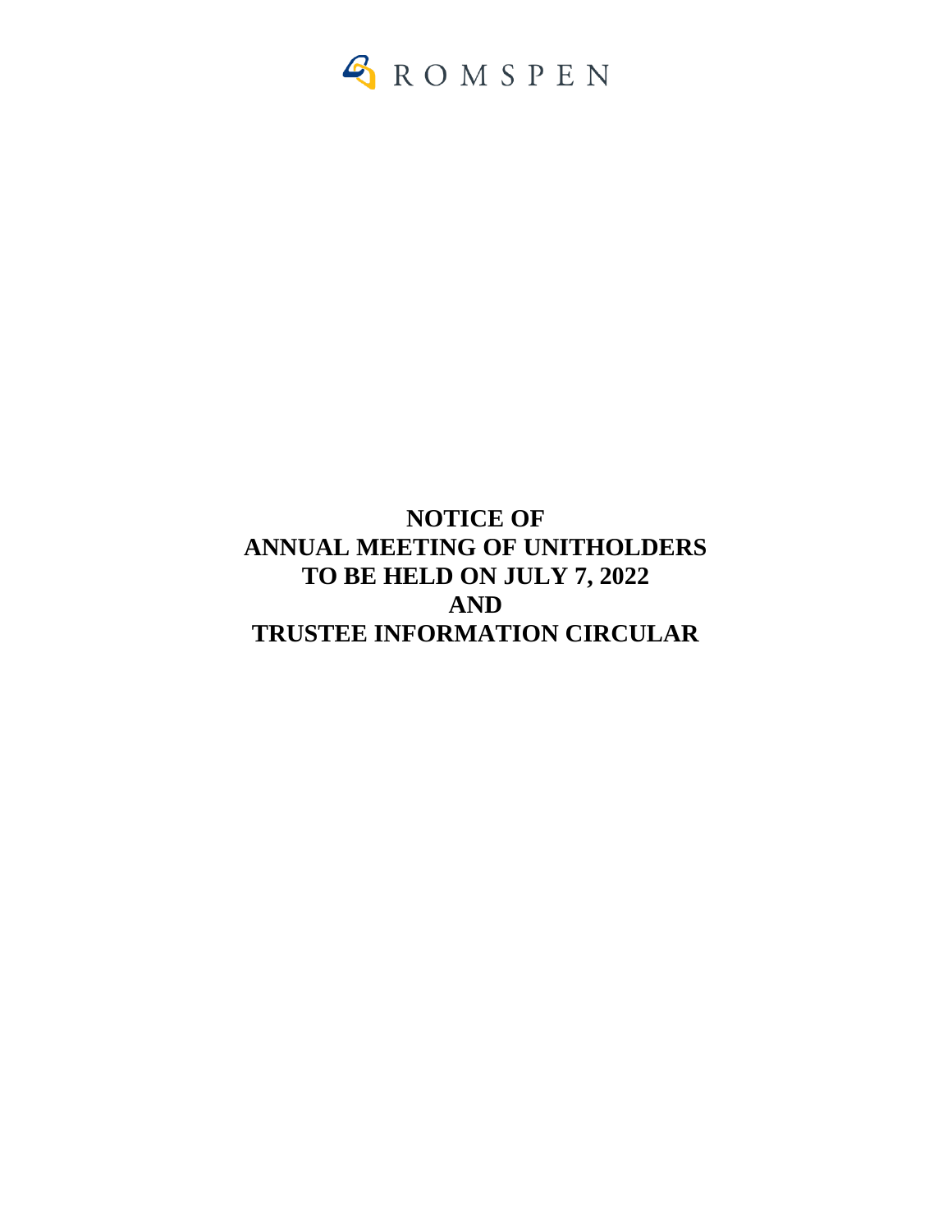ROMSPEN

# NOTICE OF ANNUAL MEETING OF UNITHOLDERS TO BE HELD ON JULY 7, 2022 AND TRUSTEE INFORMATION CIRCULAR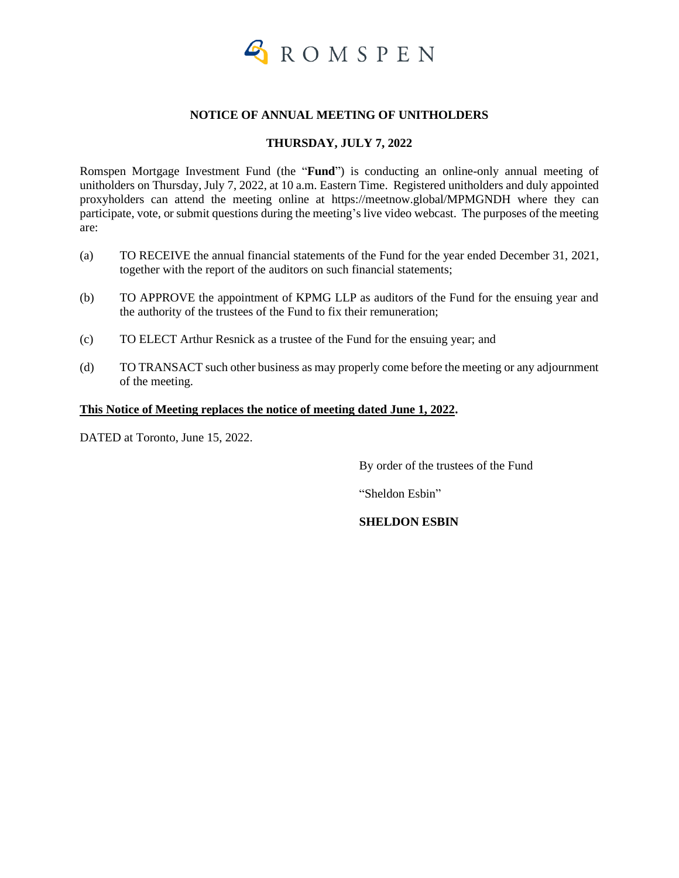ROMSPEN

**NOTICE OF ANNUAL MEETING OF UNITHOLDERS**

**THURSDAY, JULY 7, 2022**

Romspen Mortgage Investment Fund (the "**Fund**") is conducting an online-only annual meeting of unitholders on Thursday, July 7, 2022, at 10 a.m. Eastern Time. Registered unitholders and duly appointed proxyholders can attend the meeting online at https://meetnow.global/MPMGNDH where they can participate, vote, or submit questions during the meeting's live video webcast. The purposes of the meeting are:

(a) TO RECEIVE the annual financial statements of the Fund for the year ended December 31, 2021, together with the report of the auditors on such financial statements;

(b) TO APPROVE the appointment of KPMG LLP as auditors of the Fund for the ensuing year and the authority of the trustees of the Fund to fix their remuneration;

(c) TO ELECT Arthur Resnick as a trustee of the Fund for the ensuing year; and

(d) TO TRANSACT such other business as may properly come before the meeting or any adjournment of the meeting.

<u>**This Notice of Meeting replaces the notice of meeting dated June 1, 2022**</u>**.**

DATED at Toronto, June 15, 2022.

By order of the trustees of the Fund

"Sheldon Esbin"

**SHELDON ESBIN**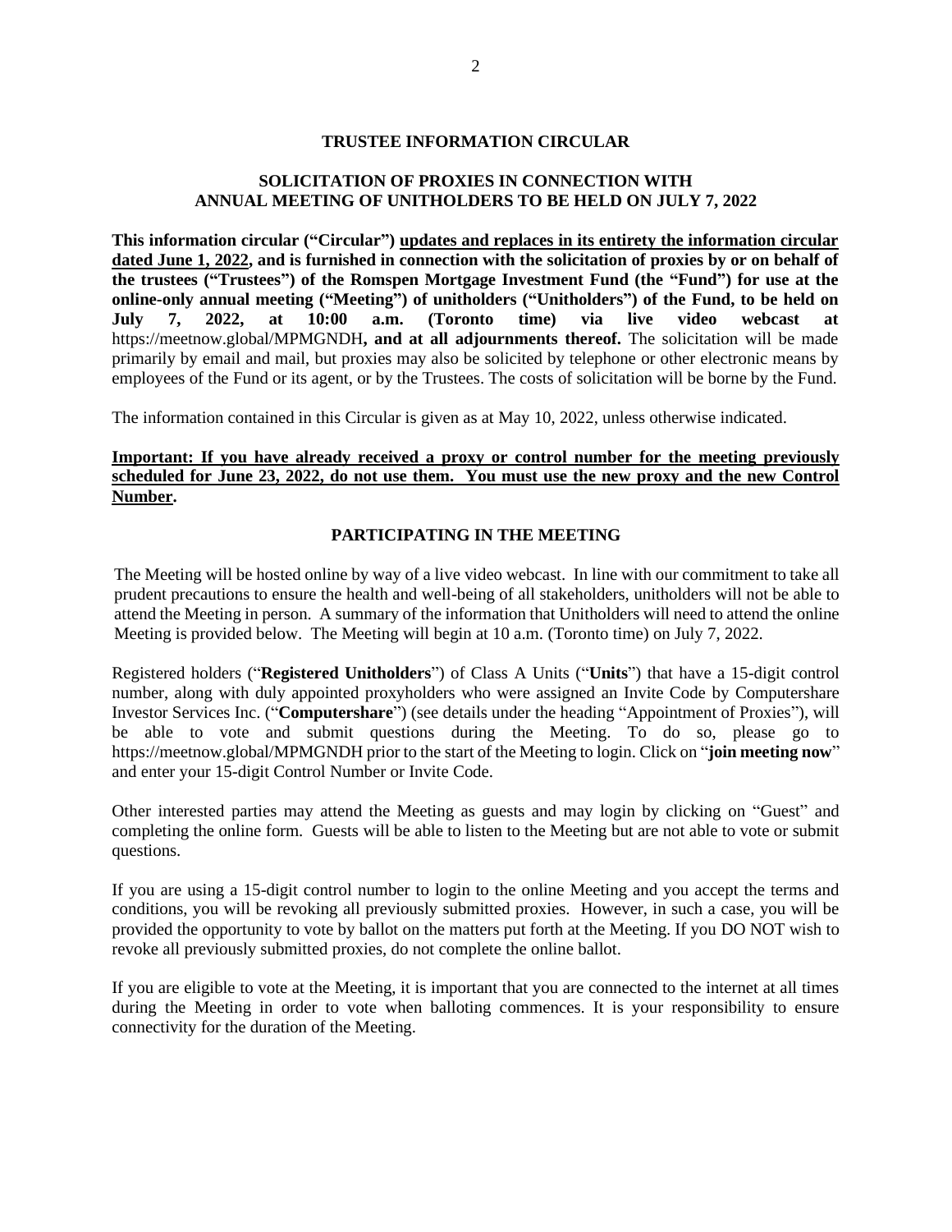## TRUSTEE INFORMATION CIRCULAR

### SOLICITATION OF PROXIES IN CONNECTION WITH ANNUAL MEETING OF UNITHOLDERS TO BE HELD ON JULY 7, 2022

**This information circular ("Circular") updates and replaces in its entirety the information circular dated June 1, 2022, and is furnished in connection with the solicitation of proxies by or on behalf of the trustees ("Trustees") of the Romspen Mortgage Investment Fund (the "Fund") for use at the online-only annual meeting ("Meeting") of unitholders ("Unitholders") of the Fund, to be held on July 7, 2022, at 10:00 a.m. (Toronto time) via live video webcast at** https://meetnow.global/MPMGNDH**, and at all adjournments thereof.** The solicitation will be made primarily by email and mail, but proxies may also be solicited by telephone or other electronic means by employees of the Fund or its agent, or by the Trustees. The costs of solicitation will be borne by the Fund.

The information contained in this Circular is given as at May 10, 2022, unless otherwise indicated.

**Important: If you have already received a proxy or control number for the meeting previously scheduled for June 23, 2022, do not use them. You must use the new proxy and the new Control Number.**

### PARTICIPATING IN THE MEETING

The Meeting will be hosted online by way of a live video webcast. In line with our commitment to take all prudent precautions to ensure the health and well-being of all stakeholders, unitholders will not be able to attend the Meeting in person. A summary of the information that Unitholders will need to attend the online Meeting is provided below. The Meeting will begin at 10 a.m. (Toronto time) on July 7, 2022.

Registered holders ("**Registered Unitholders**") of Class A Units ("**Units**") that have a 15-digit control number, along with duly appointed proxyholders who were assigned an Invite Code by Computershare Investor Services Inc. ("**Computershare**") (see details under the heading "Appointment of Proxies"), will be able to vote and submit questions during the Meeting. To do so, please go to https://meetnow.global/MPMGNDH prior to the start of the Meeting to login. Click on "**join meeting now**" and enter your 15-digit Control Number or Invite Code.

Other interested parties may attend the Meeting as guests and may login by clicking on "Guest" and completing the online form. Guests will be able to listen to the Meeting but are not able to vote or submit questions.

If you are using a 15-digit control number to login to the online Meeting and you accept the terms and conditions, you will be revoking all previously submitted proxies. However, in such a case, you will be provided the opportunity to vote by ballot on the matters put forth at the Meeting. If you DO NOT wish to revoke all previously submitted proxies, do not complete the online ballot.

If you are eligible to vote at the Meeting, it is important that you are connected to the internet at all times during the Meeting in order to vote when balloting commences. It is your responsibility to ensure connectivity for the duration of the Meeting.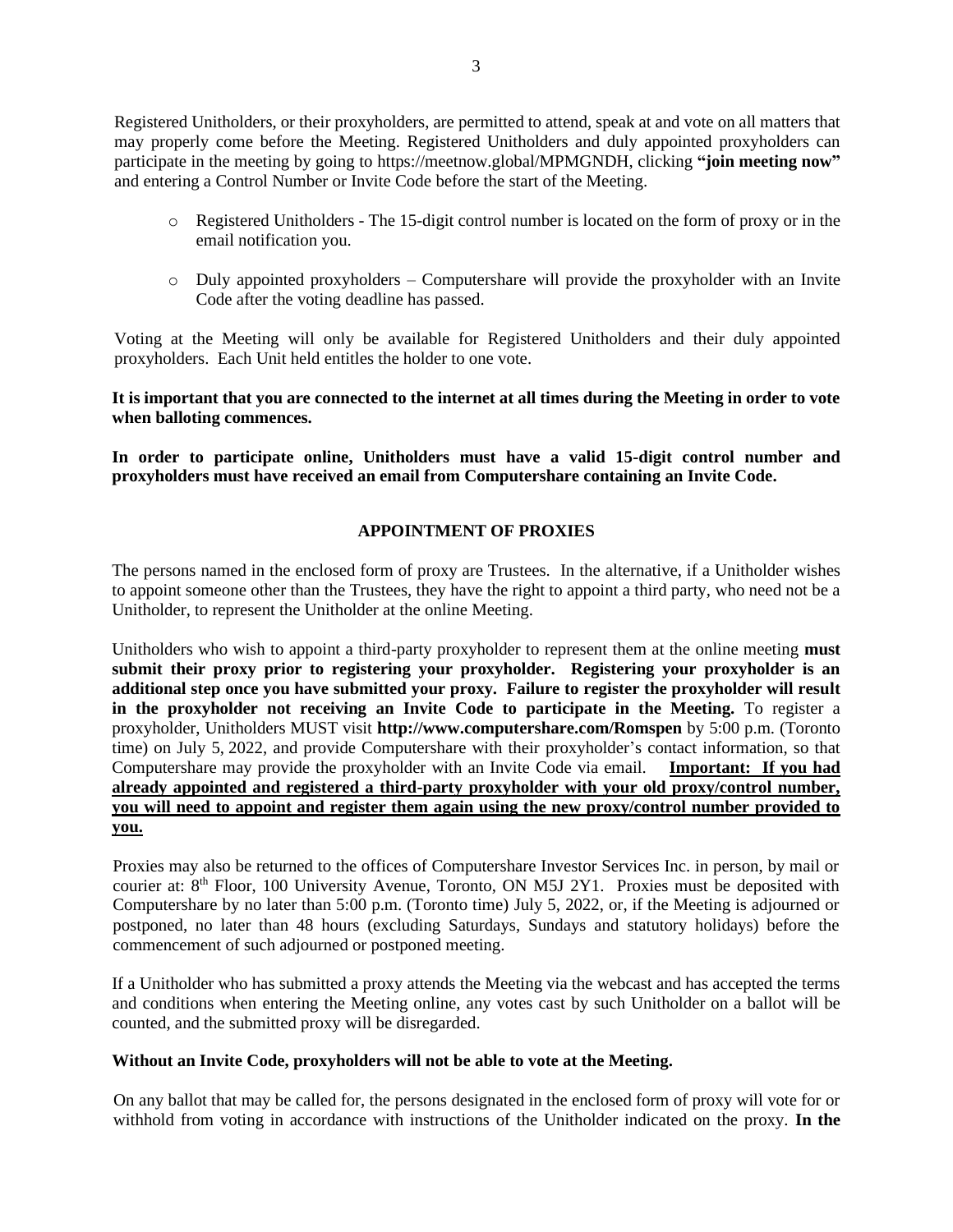Registered Unitholders, or their proxyholders, are permitted to attend, speak at and vote on all matters that may properly come before the Meeting. Registered Unitholders and duly appointed proxyholders can participate in the meeting by going to https://meetnow.global/MPMGNDH, clicking **"join meeting now"** and entering a Control Number or Invite Code before the start of the Meeting.

- Registered Unitholders - The 15-digit control number is located on the form of proxy or in the email notification you.
- Duly appointed proxyholders – Computershare will provide the proxyholder with an Invite Code after the voting deadline has passed.

Voting at the Meeting will only be available for Registered Unitholders and their duly appointed proxyholders. Each Unit held entitles the holder to one vote.

**It is important that you are connected to the internet at all times during the Meeting in order to vote when balloting commences.**

**In order to participate online, Unitholders must have a valid 15-digit control number and proxyholders must have received an email from Computershare containing an Invite Code.**

## APPOINTMENT OF PROXIES

The persons named in the enclosed form of proxy are Trustees. In the alternative, if a Unitholder wishes to appoint someone other than the Trustees, they have the right to appoint a third party, who need not be a Unitholder, to represent the Unitholder at the online Meeting.

Unitholders who wish to appoint a third-party proxyholder to represent them at the online meeting **must submit their proxy prior to registering your proxyholder. Registering your proxyholder is an additional step once you have submitted your proxy. Failure to register the proxyholder will result in the proxyholder not receiving an Invite Code to participate in the Meeting.** To register a proxyholder, Unitholders MUST visit **http://www.computershare.com/Romspen** by 5:00 p.m. (Toronto time) on July 5, 2022, and provide Computershare with their proxyholder's contact information, so that Computershare may provide the proxyholder with an Invite Code via email. **Important: If you had already appointed and registered a third-party proxyholder with your old proxy/control number, you will need to appoint and register them again using the new proxy/control number provided to you.**

Proxies may also be returned to the offices of Computershare Investor Services Inc. in person, by mail or courier at: 8th Floor, 100 University Avenue, Toronto, ON M5J 2Y1. Proxies must be deposited with Computershare by no later than 5:00 p.m. (Toronto time) July 5, 2022, or, if the Meeting is adjourned or postponed, no later than 48 hours (excluding Saturdays, Sundays and statutory holidays) before the commencement of such adjourned or postponed meeting.

If a Unitholder who has submitted a proxy attends the Meeting via the webcast and has accepted the terms and conditions when entering the Meeting online, any votes cast by such Unitholder on a ballot will be counted, and the submitted proxy will be disregarded.

**Without an Invite Code, proxyholders will not be able to vote at the Meeting.**

On any ballot that may be called for, the persons designated in the enclosed form of proxy will vote for or withhold from voting in accordance with instructions of the Unitholder indicated on the proxy. **In the**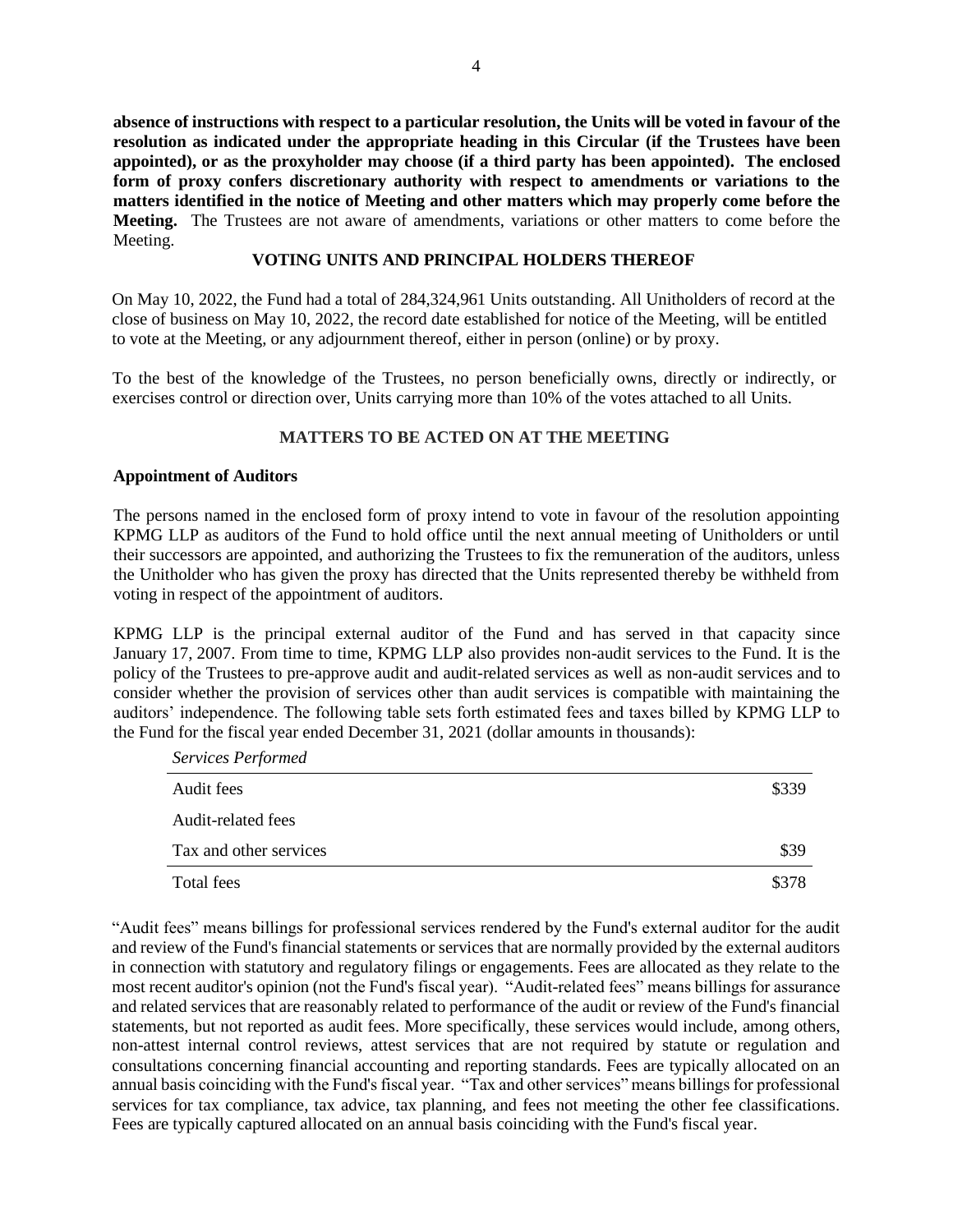**absence of instructions with respect to a particular resolution, the Units will be voted in favour of the resolution as indicated under the appropriate heading in this Circular (if the Trustees have been appointed), or as the proxyholder may choose (if a third party has been appointed). The enclosed form of proxy confers discretionary authority with respect to amendments or variations to the matters identified in the notice of Meeting and other matters which may properly come before the Meeting.** The Trustees are not aware of amendments, variations or other matters to come before the Meeting.

## VOTING UNITS AND PRINCIPAL HOLDERS THEREOF

On May 10, 2022, the Fund had a total of 284,324,961 Units outstanding. All Unitholders of record at the close of business on May 10, 2022, the record date established for notice of the Meeting, will be entitled to vote at the Meeting, or any adjournment thereof, either in person (online) or by proxy.

To the best of the knowledge of the Trustees, no person beneficially owns, directly or indirectly, or exercises control or direction over, Units carrying more than 10% of the votes attached to all Units.

## MATTERS TO BE ACTED ON AT THE MEETING

### Appointment of Auditors

The persons named in the enclosed form of proxy intend to vote in favour of the resolution appointing KPMG LLP as auditors of the Fund to hold office until the next annual meeting of Unitholders or until their successors are appointed, and authorizing the Trustees to fix the remuneration of the auditors, unless the Unitholder who has given the proxy has directed that the Units represented thereby be withheld from voting in respect of the appointment of auditors.

KPMG LLP is the principal external auditor of the Fund and has served in that capacity since January 17, 2007. From time to time, KPMG LLP also provides non-audit services to the Fund. It is the policy of the Trustees to pre-approve audit and audit-related services as well as non-audit services and to consider whether the provision of services other than audit services is compatible with maintaining the auditors' independence. The following table sets forth estimated fees and taxes billed by KPMG LLP to the Fund for the fiscal year ended December 31, 2021 (dollar amounts in thousands):

| *Services Performed* | |
|---|---|
| Audit fees | \$339 |
| Audit-related fees | |
| Tax and other services | \$39 |
| Total fees | \$378 |

"Audit fees" means billings for professional services rendered by the Fund's external auditor for the audit and review of the Fund's financial statements or services that are normally provided by the external auditors in connection with statutory and regulatory filings or engagements. Fees are allocated as they relate to the most recent auditor's opinion (not the Fund's fiscal year). "Audit-related fees" means billings for assurance and related services that are reasonably related to performance of the audit or review of the Fund's financial statements, but not reported as audit fees. More specifically, these services would include, among others, non-attest internal control reviews, attest services that are not required by statute or regulation and consultations concerning financial accounting and reporting standards. Fees are typically allocated on an annual basis coinciding with the Fund's fiscal year. "Tax and other services" means billings for professional services for tax compliance, tax advice, tax planning, and fees not meeting the other fee classifications. Fees are typically captured allocated on an annual basis coinciding with the Fund's fiscal year.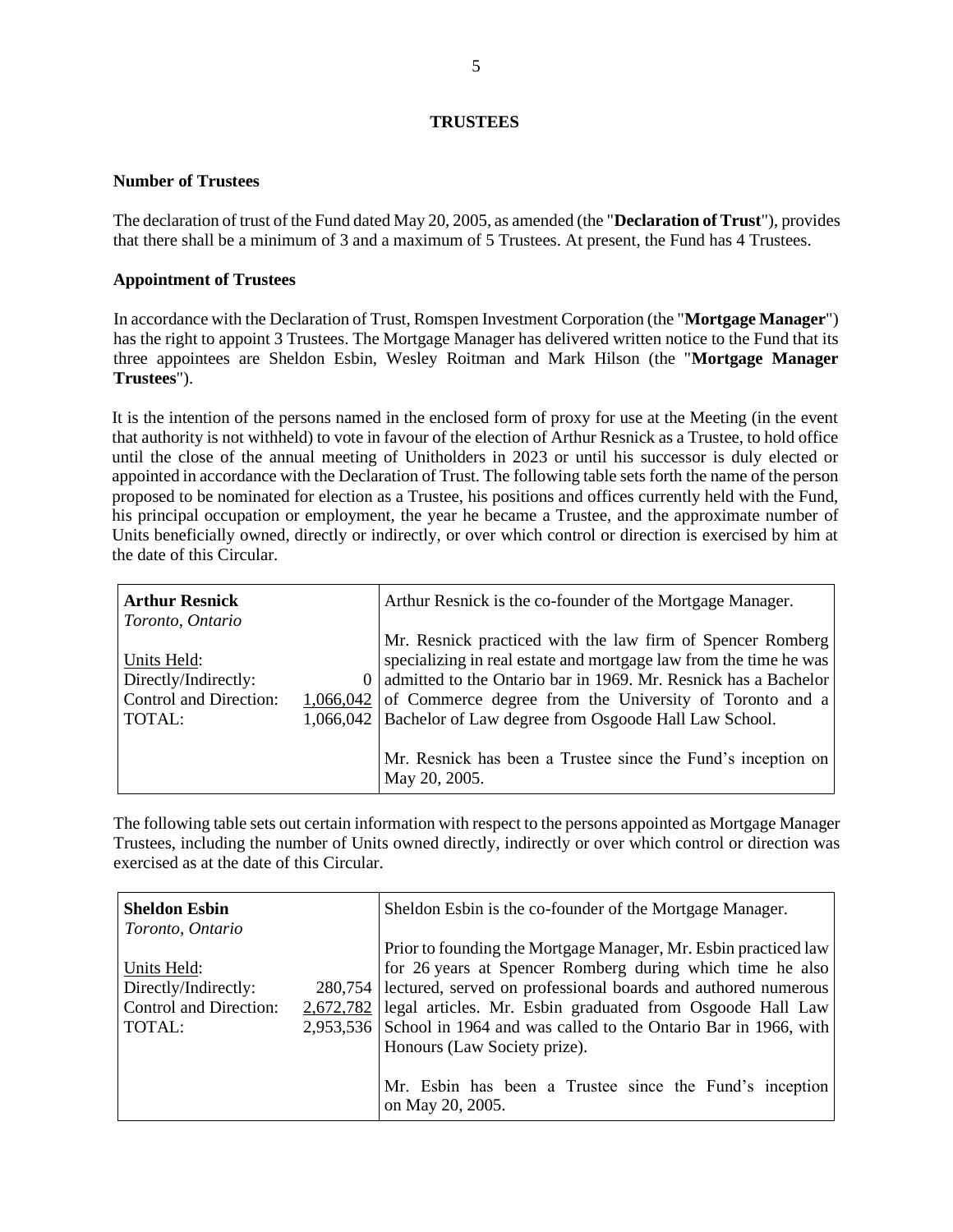## TRUSTEES

### Number of Trustees

The declaration of trust of the Fund dated May 20, 2005, as amended (the "**Declaration of Trust**"), provides that there shall be a minimum of 3 and a maximum of 5 Trustees. At present, the Fund has 4 Trustees.

### Appointment of Trustees

In accordance with the Declaration of Trust, Romspen Investment Corporation (the "**Mortgage Manager**") has the right to appoint 3 Trustees. The Mortgage Manager has delivered written notice to the Fund that its three appointees are Sheldon Esbin, Wesley Roitman and Mark Hilson (the "**Mortgage Manager Trustees**").

It is the intention of the persons named in the enclosed form of proxy for use at the Meeting (in the event that authority is not withheld) to vote in favour of the election of Arthur Resnick as a Trustee, to hold office until the close of the annual meeting of Unitholders in 2023 or until his successor is duly elected or appointed in accordance with the Declaration of Trust. The following table sets forth the name of the person proposed to be nominated for election as a Trustee, his positions and offices currently held with the Fund, his principal occupation or employment, the year he became a Trustee, and the approximate number of Units beneficially owned, directly or indirectly, or over which control or direction is exercised by him at the date of this Circular.

| **Arthur Resnick**<br>*Toronto, Ontario*<br><br>Units Held:<br>Directly/Indirectly: 0<br>Control and Direction: 1,066,042<br>TOTAL: 1,066,042 | Arthur Resnick is the co-founder of the Mortgage Manager.<br><br>Mr. Resnick practiced with the law firm of Spencer Romberg specializing in real estate and mortgage law from the time he was admitted to the Ontario bar in 1969. Mr. Resnick has a Bachelor of Commerce degree from the University of Toronto and a Bachelor of Law degree from Osgoode Hall Law School.<br><br>Mr. Resnick has been a Trustee since the Fund's inception on May 20, 2005. |
|---|---|

The following table sets out certain information with respect to the persons appointed as Mortgage Manager Trustees, including the number of Units owned directly, indirectly or over which control or direction was exercised as at the date of this Circular.

| **Sheldon Esbin**<br>*Toronto, Ontario*<br><br>Units Held:<br>Directly/Indirectly: 280,754<br>Control and Direction: 2,672,782<br>TOTAL: 2,953,536 | Sheldon Esbin is the co-founder of the Mortgage Manager.<br><br>Prior to founding the Mortgage Manager, Mr. Esbin practiced law for 26 years at Spencer Romberg during which time he also lectured, served on professional boards and authored numerous legal articles. Mr. Esbin graduated from Osgoode Hall Law School in 1964 and was called to the Ontario Bar in 1966, with Honours (Law Society prize).<br><br>Mr. Esbin has been a Trustee since the Fund's inception on May 20, 2005. |
|---|---|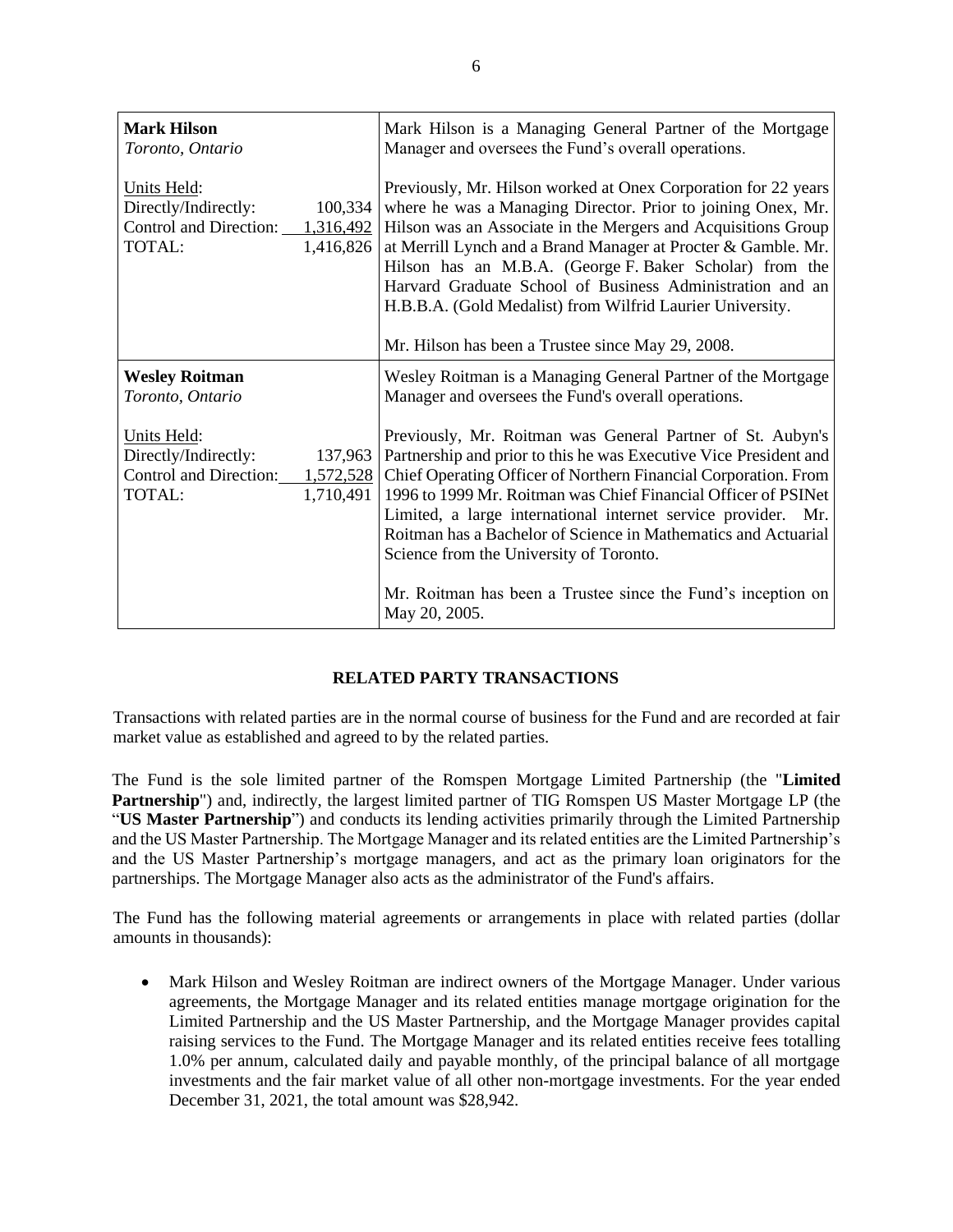| | |
|---|---|
| **Mark Hilson**<br>*Toronto, Ontario*<br><br>Units Held:<br>Directly/Indirectly: 100,334<br>Control and Direction: 1,316,492<br>TOTAL: 1,416,826 | Mark Hilson is a Managing General Partner of the Mortgage Manager and oversees the Fund's overall operations.<br><br>Previously, Mr. Hilson worked at Onex Corporation for 22 years where he was a Managing Director. Prior to joining Onex, Mr. Hilson was an Associate in the Mergers and Acquisitions Group at Merrill Lynch and a Brand Manager at Procter & Gamble. Mr. Hilson has an M.B.A. (George F. Baker Scholar) from the Harvard Graduate School of Business Administration and an H.B.B.A. (Gold Medalist) from Wilfrid Laurier University.<br><br>Mr. Hilson has been a Trustee since May 29, 2008. |
| **Wesley Roitman**<br>*Toronto, Ontario*<br><br>Units Held:<br>Directly/Indirectly: 137,963<br>Control and Direction: 1,572,528<br>TOTAL: 1,710,491 | Wesley Roitman is a Managing General Partner of the Mortgage Manager and oversees the Fund's overall operations.<br><br>Previously, Mr. Roitman was General Partner of St. Aubyn's Partnership and prior to this he was Executive Vice President and Chief Operating Officer of Northern Financial Corporation. From 1996 to 1999 Mr. Roitman was Chief Financial Officer of PSINet Limited, a large international internet service provider. Mr. Roitman has a Bachelor of Science in Mathematics and Actuarial Science from the University of Toronto.<br><br>Mr. Roitman has been a Trustee since the Fund's inception on May 20, 2005. |

## RELATED PARTY TRANSACTIONS

Transactions with related parties are in the normal course of business for the Fund and are recorded at fair market value as established and agreed to by the related parties.

The Fund is the sole limited partner of the Romspen Mortgage Limited Partnership (the "**Limited Partnership**") and, indirectly, the largest limited partner of TIG Romspen US Master Mortgage LP (the "**US Master Partnership**") and conducts its lending activities primarily through the Limited Partnership and the US Master Partnership. The Mortgage Manager and its related entities are the Limited Partnership's and the US Master Partnership's mortgage managers, and act as the primary loan originators for the partnerships. The Mortgage Manager also acts as the administrator of the Fund's affairs.

The Fund has the following material agreements or arrangements in place with related parties (dollar amounts in thousands):

- Mark Hilson and Wesley Roitman are indirect owners of the Mortgage Manager. Under various agreements, the Mortgage Manager and its related entities manage mortgage origination for the Limited Partnership and the US Master Partnership, and the Mortgage Manager provides capital raising services to the Fund. The Mortgage Manager and its related entities receive fees totalling 1.0% per annum, calculated daily and payable monthly, of the principal balance of all mortgage investments and the fair market value of all other non-mortgage investments. For the year ended December 31, 2021, the total amount was $28,942.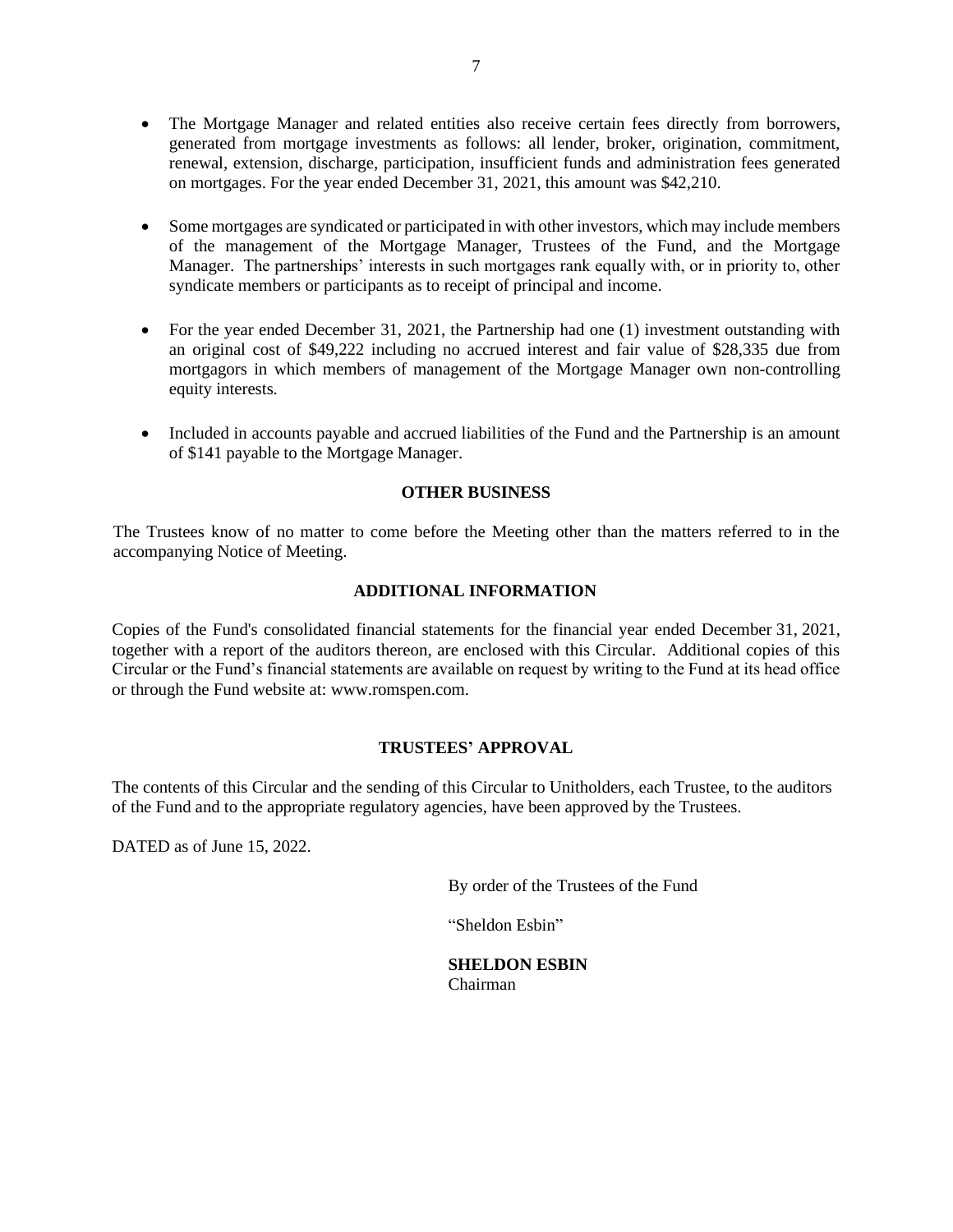- The Mortgage Manager and related entities also receive certain fees directly from borrowers, generated from mortgage investments as follows: all lender, broker, origination, commitment, renewal, extension, discharge, participation, insufficient funds and administration fees generated on mortgages. For the year ended December 31, 2021, this amount was $42,210.

- Some mortgages are syndicated or participated in with other investors, which may include members of the management of the Mortgage Manager, Trustees of the Fund, and the Mortgage Manager. The partnerships' interests in such mortgages rank equally with, or in priority to, other syndicate members or participants as to receipt of principal and income.

- For the year ended December 31, 2021, the Partnership had one (1) investment outstanding with an original cost of $49,222 including no accrued interest and fair value of $28,335 due from mortgagors in which members of management of the Mortgage Manager own non-controlling equity interests.

- Included in accounts payable and accrued liabilities of the Fund and the Partnership is an amount of $141 payable to the Mortgage Manager.

## OTHER BUSINESS

The Trustees know of no matter to come before the Meeting other than the matters referred to in the accompanying Notice of Meeting.

## ADDITIONAL INFORMATION

Copies of the Fund's consolidated financial statements for the financial year ended December 31, 2021, together with a report of the auditors thereon, are enclosed with this Circular. Additional copies of this Circular or the Fund's financial statements are available on request by writing to the Fund at its head office or through the Fund website at: www.romspen.com.

## TRUSTEES' APPROVAL

The contents of this Circular and the sending of this Circular to Unitholders, each Trustee, to the auditors of the Fund and to the appropriate regulatory agencies, have been approved by the Trustees.

DATED as of June 15, 2022.

By order of the Trustees of the Fund

"Sheldon Esbin"

**SHELDON ESBIN**
Chairman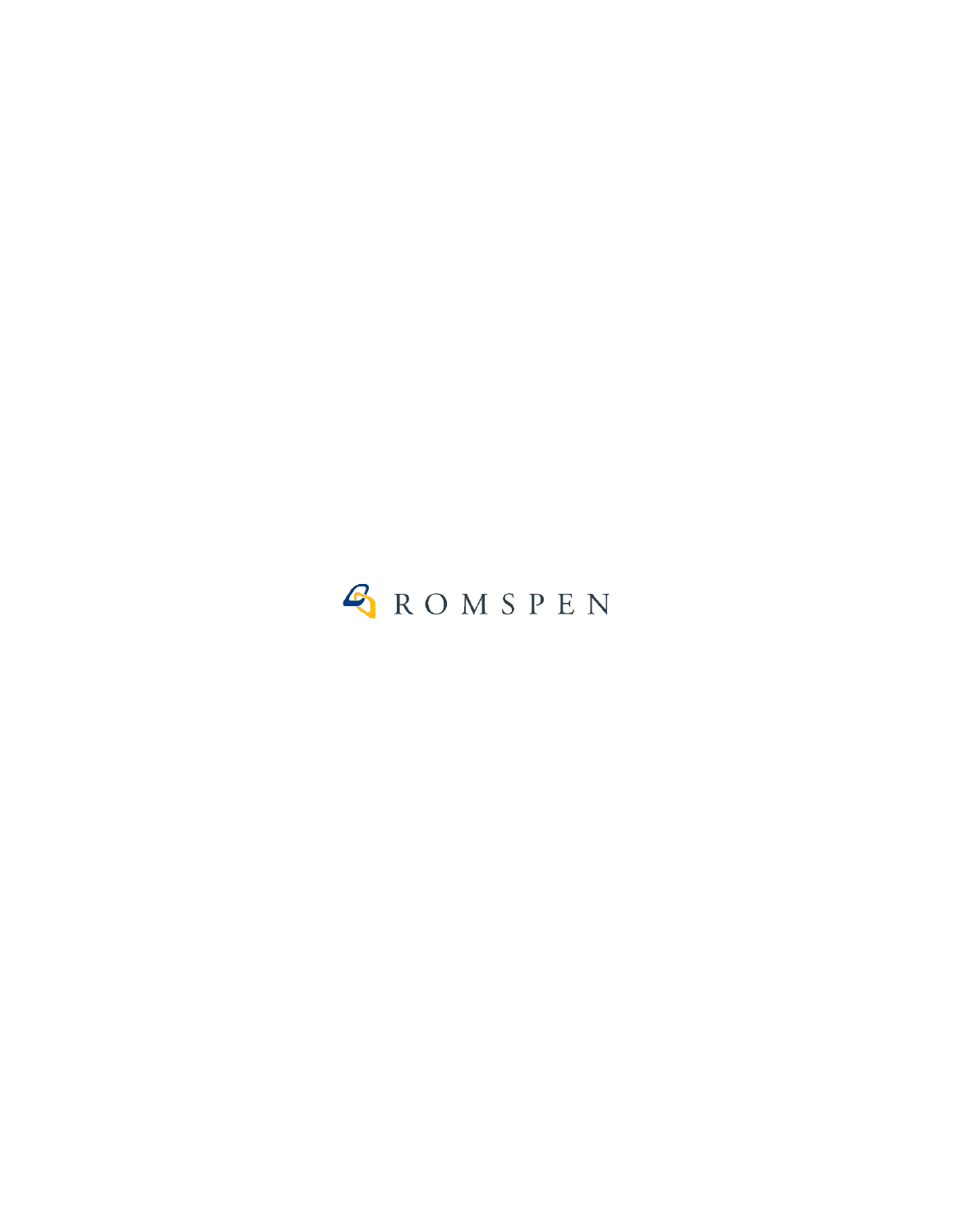ROMSPEN